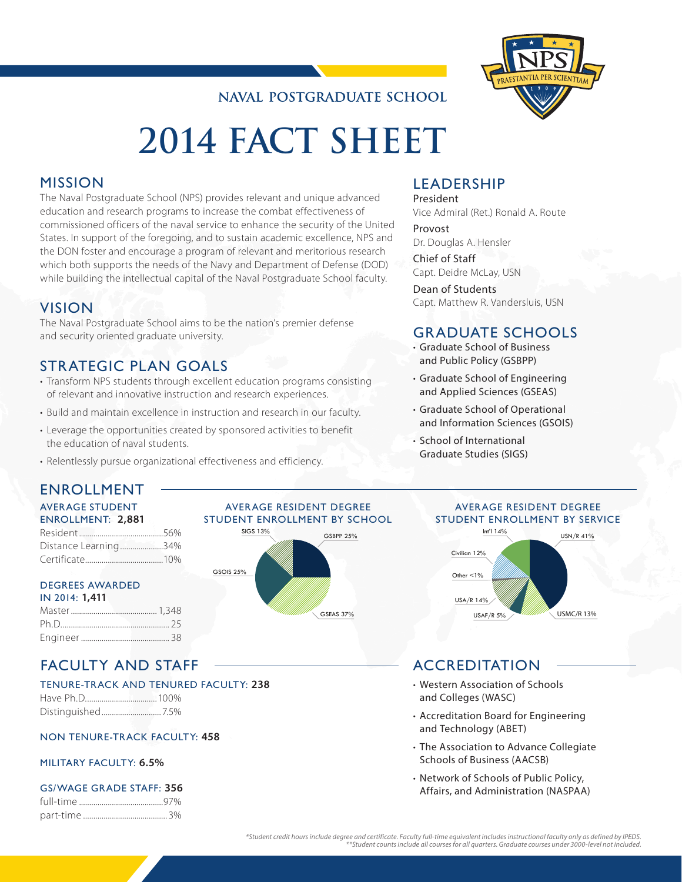NAVAL POSTGRADUATE SCHOOL

# 2014 FACT SHEET

## MISSION

The Naval Postgraduate School (NPS) provides relevant and unique advanced education and research programs to increase the combat effectiveness of commissioned officers of the naval service to enhance the security of the United States. In support of the foregoing, and to sustain academic excellence, NPS and the DON foster and encourage a program of relevant and meritorious research which both supports the needs of the Navy and Department of Defense (DOD) while building the intellectual capital of the Naval Postgraduate School faculty.

## VISION

The Naval Postgraduate School aims to be the nation's premier defense and security oriented graduate university.

## STRATEGIC PLAN GOALS

- Transform NPS students through excellent education programs consisting of relevant and innovative instruction and research experiences.
- Build and maintain excellence in instruction and research in our faculty.
- Leverage the opportunities created by sponsored activities to benefit the education of naval students.
- Relentlessly pursue organizational effectiveness and efficiency.

## LEADERSHIP

President
Vice Admiral (Ret.) Ronald A. Route

Provost
Dr. Douglas A. Hensler

Chief of Staff
Capt. Deidre McLay, USN

Dean of Students
Capt. Matthew R. Vandersluis, USN

## GRADUATE SCHOOLS

- Graduate School of Business and Public Policy (GSBPP)
- Graduate School of Engineering and Applied Sciences (GSEAS)
- Graduate School of Operational and Information Sciences (GSOIS)
- School of International Graduate Studies (SIGS)

## ENROLLMENT

### AVERAGE STUDENT ENROLLMENT: **2,881**

| | |
|---|---|
| Resident | 56% |
| Distance Learning | 34% |
| Certificate | 10% |

### DEGREES AWARDED IN 2014: **1,411**

| | |
|---|---|
| Master | 1,348 |
| Ph.D. | 25 |
| Engineer | 38 |

### AVERAGE RESIDENT DEGREE STUDENT ENROLLMENT BY SCHOOL

| School | % |
|---|---|
| GSBPP | 25% |
| GSEAS | 37% |
| GSOIS | 25% |
| SIGS | 13% |

### AVERAGE RESIDENT DEGREE STUDENT ENROLLMENT BY SERVICE

| Service | % |
|---|---|
| USN/R | 41% |
| USMC/R | 13% |
| USAF/R | 5% |
| USA/R | 14% |
| Other | <1% |
| Civilian | 12% |
| Int'l | 14% |

## FACULTY AND STAFF

### TENURE-TRACK AND TENURED FACULTY: **238**

| | |
|---|---|
| Have Ph.D. | 100% |
| Distinguished | 7.5% |

### NON TENURE-TRACK FACULTY: **458**

### MILITARY FACULTY: **6.5%**

### GS/WAGE GRADE STAFF: **356**

| | |
|---|---|
| full-time | 97% |
| part-time | 3% |

## ACCREDITATION

- Western Association of Schools and Colleges (WASC)
- Accreditation Board for Engineering and Technology (ABET)
- The Association to Advance Collegiate Schools of Business (AACSB)
- Network of Schools of Public Policy, Affairs, and Administration (NASPAA)

*\*Student credit hours include degree and certificate. Faculty full-time equivalent includes instructional faculty only as defined by IPEDS.*
*\*\*Student counts include all courses for all quarters. Graduate courses under 3000-level not included.*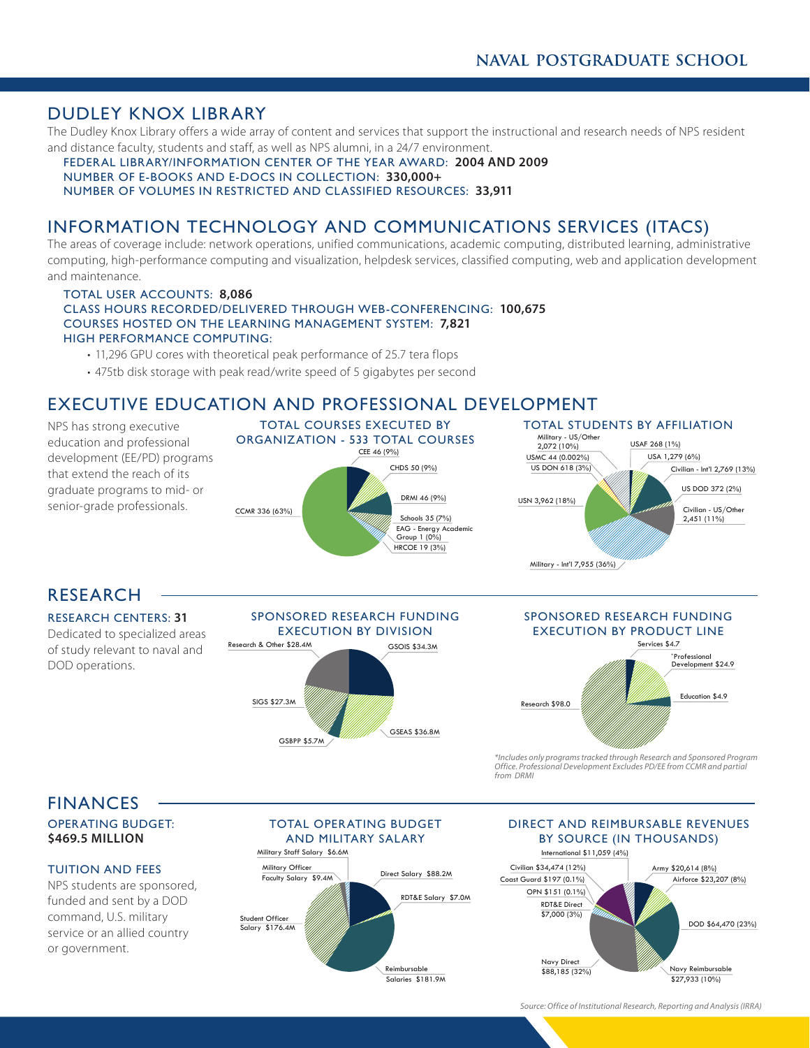## DUDLEY KNOX LIBRARY

The Dudley Knox Library offers a wide array of content and services that support the instructional and research needs of NPS resident and distance faculty, students and staff, as well as NPS alumni, in a 24/7 environment.

FEDERAL LIBRARY/INFORMATION CENTER OF THE YEAR AWARD: **2004 AND 2009**
NUMBER OF E-BOOKS AND E-DOCS IN COLLECTION: **330,000+**
NUMBER OF VOLUMES IN RESTRICTED AND CLASSIFIED RESOURCES: **33,911**

## INFORMATION TECHNOLOGY AND COMMUNICATIONS SERVICES (ITACS)

The areas of coverage include: network operations, unified communications, academic computing, distributed learning, administrative computing, high-performance computing and visualization, helpdesk services, classified computing, web and application development and maintenance.

TOTAL USER ACCOUNTS: **8,086**
CLASS HOURS RECORDED/DELIVERED THROUGH WEB-CONFERENCING: **100,675**
COURSES HOSTED ON THE LEARNING MANAGEMENT SYSTEM: **7,821**
HIGH PERFORMANCE COMPUTING:

- 11,296 GPU cores with theoretical peak performance of 25.7 tera flops
- 475tb disk storage with peak read/write speed of 5 gigabytes per second

## EXECUTIVE EDUCATION AND PROFESSIONAL DEVELOPMENT

NPS has strong executive education and professional development (EE/PD) programs that extend the reach of its graduate programs to mid- or senior-grade professionals.

### TOTAL COURSES EXECUTED BY ORGANIZATION - 533 TOTAL COURSES

CEE 46 (9%)
CHDS 50 (9%)
DRMI 46 (9%)
Schools 35 (7%)
EAG - Energy Academic Group 1 (0%)
HRCOE 19 (3%)
CCMR 336 (63%)

### TOTAL STUDENTS BY AFFILIATION

Military - US/Other 2,072 (10%)
USAF 268 (1%)
USA 1,279 (6%)
USMC 44 (0.002%)
US DON 618 (3%)
Civilian - Int'l 2,769 (13%)
US DOD 372 (2%)
USN 3,962 (18%)
Civilian - US/Other 2,451 (11%)
Military - Int'l 7,955 (36%)

## RESEARCH

RESEARCH CENTERS: **31**

Dedicated to specialized areas of study relevant to naval and DOD operations.

### SPONSORED RESEARCH FUNDING EXECUTION BY DIVISION

Research & Other $28.4M
GSOIS $34.3M
SIGS $27.3M
GSEAS $36.8M
GSBPP $5.7M

### SPONSORED RESEARCH FUNDING EXECUTION BY PRODUCT LINE

Services $4.7
*Professional Development $24.9
Education $4.9
Research $98.0

*Includes only programs tracked through Research and Sponsored Program Office. Professional Development Excludes PD/EE from CCMR and partial from DRMI*

## FINANCES

OPERATING BUDGET: **$469.5 MILLION**

### TUITION AND FEES

NPS students are sponsored, funded and sent by a DOD command, U.S. military service or an allied country or government.

### TOTAL OPERATING BUDGET AND MILITARY SALARY

Military Staff Salary $6.6M
Military Officer Faculty Salary $9.4M
Direct Salary $88.2M
RDT&E Salary $7.0M
Student Officer Salary $176.4M
Reimbursable Salaries $181.9M

### DIRECT AND REIMBURSABLE REVENUES BY SOURCE (IN THOUSANDS)

International $11,059 (4%)
Civilian $34,474 (12%)
Army $20,614 (8%)
Coast Guard $197 (0.1%)
Airforce $23,207 (8%)
OPN $151 (0.1%)
RDT&E Direct $7,000 (3%)
DOD $64,470 (23%)
Navy Direct $88,185 (32%)
Navy Reimbursable $27,933 (10%)

*Source: Office of Institutional Research, Reporting and Analysis (IRRA)*